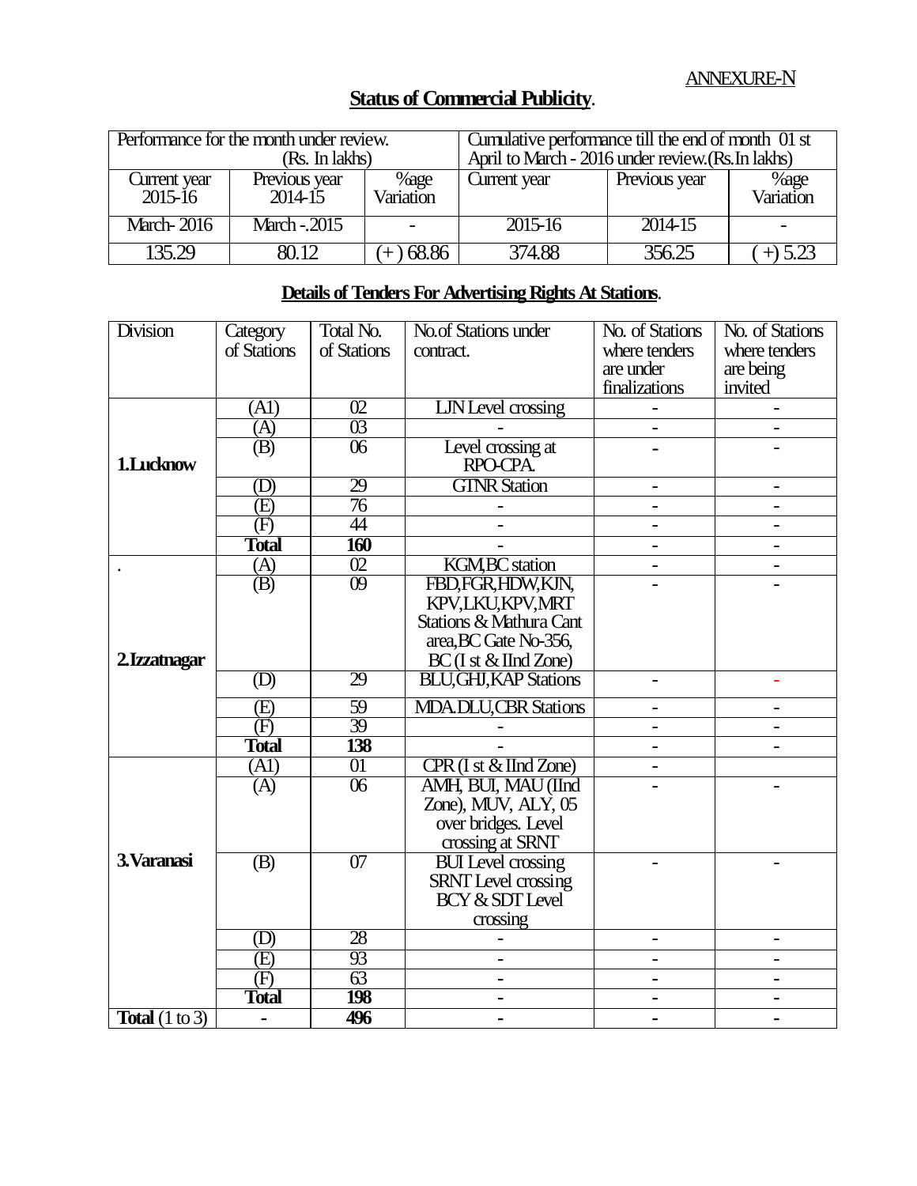ANNEXURE-N

## Status of Commercial Publicity.

| Performance for the month under review. (Rs. In lakhs) | | | Cumulative performance till the end of month 01 st April to March - 2016 under review.(Rs.In lakhs) | | |
|---|---|---|---|---|---|
| Current year 2015-16 | Previous year 2014-15 | %age Variation | Current year | Previous year | %age Variation |
| March- 2016 | March -.2015 | - | 2015-16 | 2014-15 | - |
| 135.29 | 80.12 | (+ ) 68.86 | 374.88 | 356.25 | ( +) 5.23 |

## Details of Tenders For Advertising Rights At Stations.

| Division | Category of Stations | Total No. of Stations | No.of Stations under contract. | No. of Stations where tenders are under finalizations | No. of Stations where tenders are being invited |
|---|---|---|---|---|---|
| **1.Lucknow** | (A1) | 02 | LJN Level crossing | - | - |
| | (A) | 03 | - | - | - |
| | (B) | 06 | Level crossing at RPO-CPA. | - | - |
| | (D) | 29 | GTNR Station | - | - |
| | (E) | 76 | - | - | - |
| | (F) | 44 | - | - | - |
| | **Total** | **160** | - | - | - |
| **2.Izzatnagar** | (A) | 02 | KGM,BC station | - | - |
| | (B) | 09 | FBD,FGR,HDW,KJN, KPV,LKU,KPV,MRT Stations & Mathura Cant area,BC Gate No-356, BC (I st & IInd Zone) | - | - |
| | (D) | 29 | BLU,GHJ,KAP Stations | - | - |
| | (E) | 59 | MDA.DLU,CBR Stations | - | - |
| | (F) | 39 | - | - | - |
| | **Total** | **138** | - | - | - |
| **3.Varanasi** | (A1) | 01 | CPR (I st & IInd Zone) | - | |
| | (A) | 06 | AMH, BUI, MAU (IInd Zone), MUV, ALY, 05 over bridges. Level crossing at SRNT | - | - |
| | (B) | 07 | BUI Level crossing SRNT Level crossing BCY & SDT Level crossing | - | - |
| | (D) | 28 | - | - | - |
| | (E) | 93 | - | - | - |
| | (F) | 63 | - | - | - |
| | **Total** | **198** | - | - | - |
| **Total** (1 to 3) | - | **496** | - | - | - |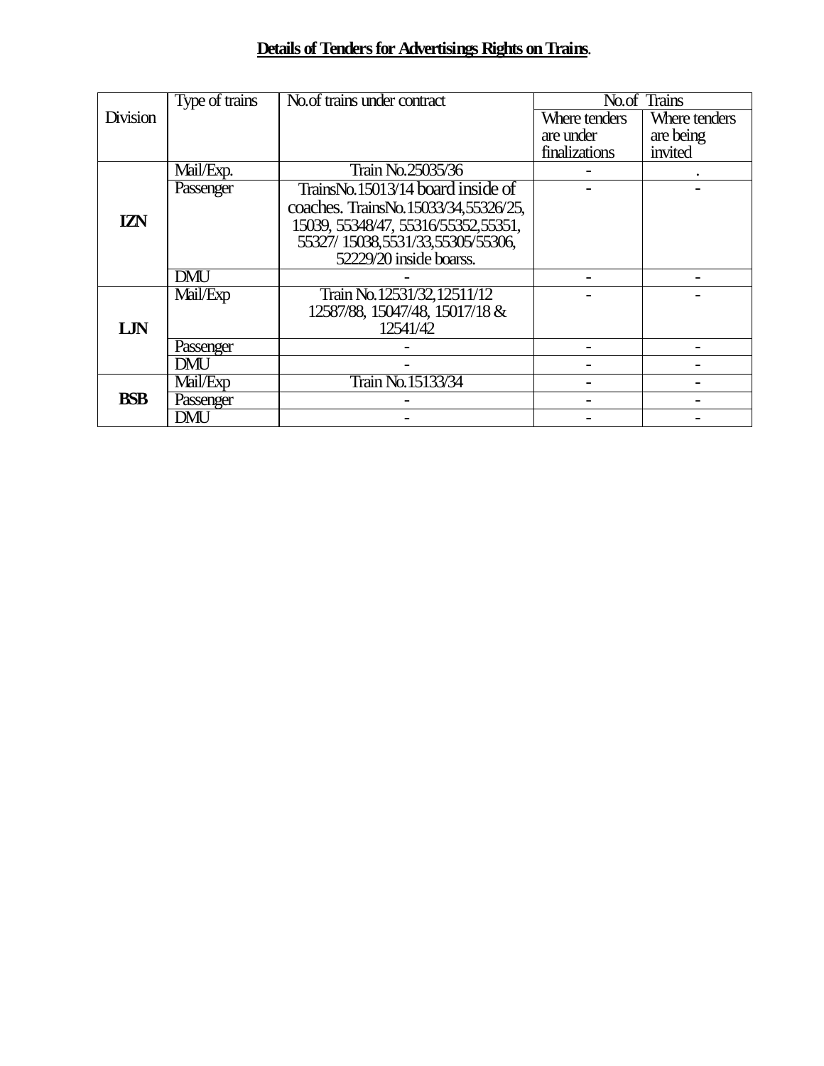# Details of Tenders for Advertisings Rights on Trains.

| Division | Type of trains | No.of trains under contract | No.of Trains | |
|---|---|---|---|---|
| | | | Where tenders are under finalizations | Where tenders are being invited |
| IZN | Mail/Exp. | Train No.25035/36 | - | . |
| | Passenger | TrainsNo.15013/14 board inside of coaches. TrainsNo.15033/34,55326/25, 15039, 55348/47, 55316/55352,55351, 55327/ 15038,5531/33,55305/55306, 52229/20 inside boarss. | - | - |
| | DMU | - | - | - |
| LJN | Mail/Exp | Train No.12531/32,12511/12 12587/88, 15047/48, 15017/18 & 12541/42 | - | - |
| | Passenger | - | - | - |
| | DMU | - | - | - |
| BSB | Mail/Exp | Train No.15133/34 | - | - |
| | Passenger | - | - | - |
| | DMU | - | - | - |